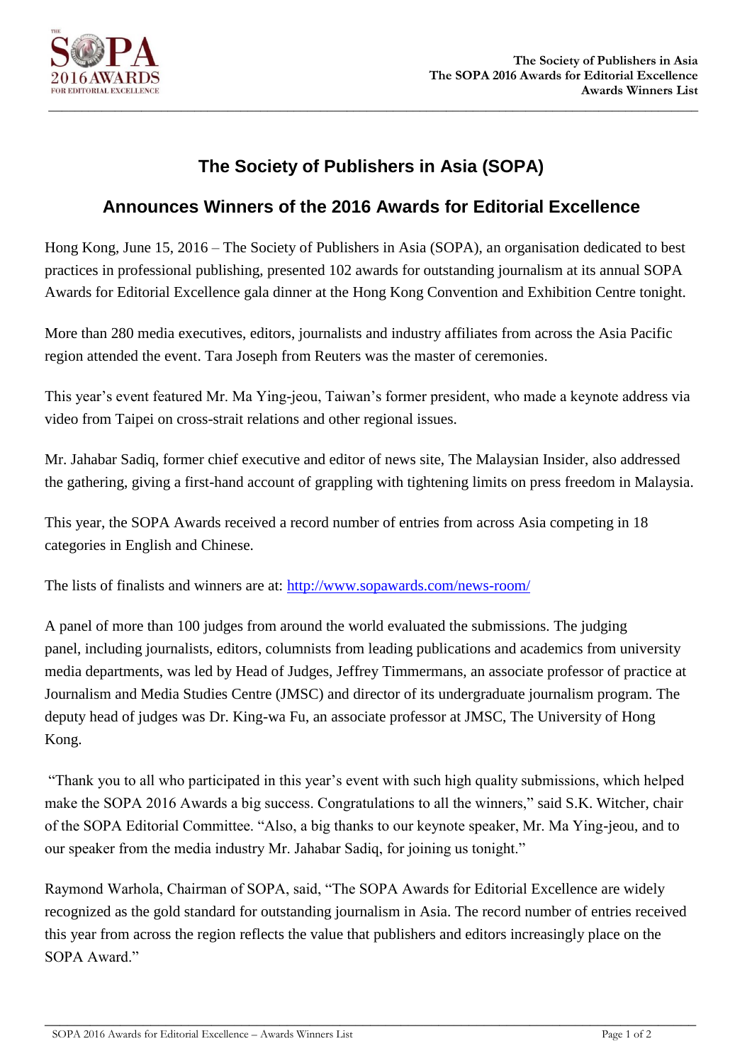# The Society of Publishers in Asia (SOPA)

## Announces Winners of the 2016 Awards for Editorial Excellence

Hong Kong, June 15, 2016 – The Society of Publishers in Asia (SOPA), an organisation dedicated to best practices in professional publishing, presented 102 awards for outstanding journalism at its annual SOPA Awards for Editorial Excellence gala dinner at the Hong Kong Convention and Exhibition Centre tonight.

More than 280 media executives, editors, journalists and industry affiliates from across the Asia Pacific region attended the event. Tara Joseph from Reuters was the master of ceremonies.

This year's event featured Mr. Ma Ying-jeou, Taiwan's former president, who made a keynote address via video from Taipei on cross-strait relations and other regional issues.

Mr. Jahabar Sadiq, former chief executive and editor of news site, The Malaysian Insider, also addressed the gathering, giving a first-hand account of grappling with tightening limits on press freedom in Malaysia.

This year, the SOPA Awards received a record number of entries from across Asia competing in 18 categories in English and Chinese.

The lists of finalists and winners are at: http://www.sopawards.com/news-room/

A panel of more than 100 judges from around the world evaluated the submissions. The judging panel, including journalists, editors, columnists from leading publications and academics from university media departments, was led by Head of Judges, Jeffrey Timmermans, an associate professor of practice at Journalism and Media Studies Centre (JMSC) and director of its undergraduate journalism program. The deputy head of judges was Dr. King-wa Fu, an associate professor at JMSC, The University of Hong Kong.

"Thank you to all who participated in this year's event with such high quality submissions, which helped make the SOPA 2016 Awards a big success. Congratulations to all the winners," said S.K. Witcher, chair of the SOPA Editorial Committee. "Also, a big thanks to our keynote speaker, Mr. Ma Ying-jeou, and to our speaker from the media industry Mr. Jahabar Sadiq, for joining us tonight."

Raymond Warhola, Chairman of SOPA, said, "The SOPA Awards for Editorial Excellence are widely recognized as the gold standard for outstanding journalism in Asia. The record number of entries received this year from across the region reflects the value that publishers and editors increasingly place on the SOPA Award."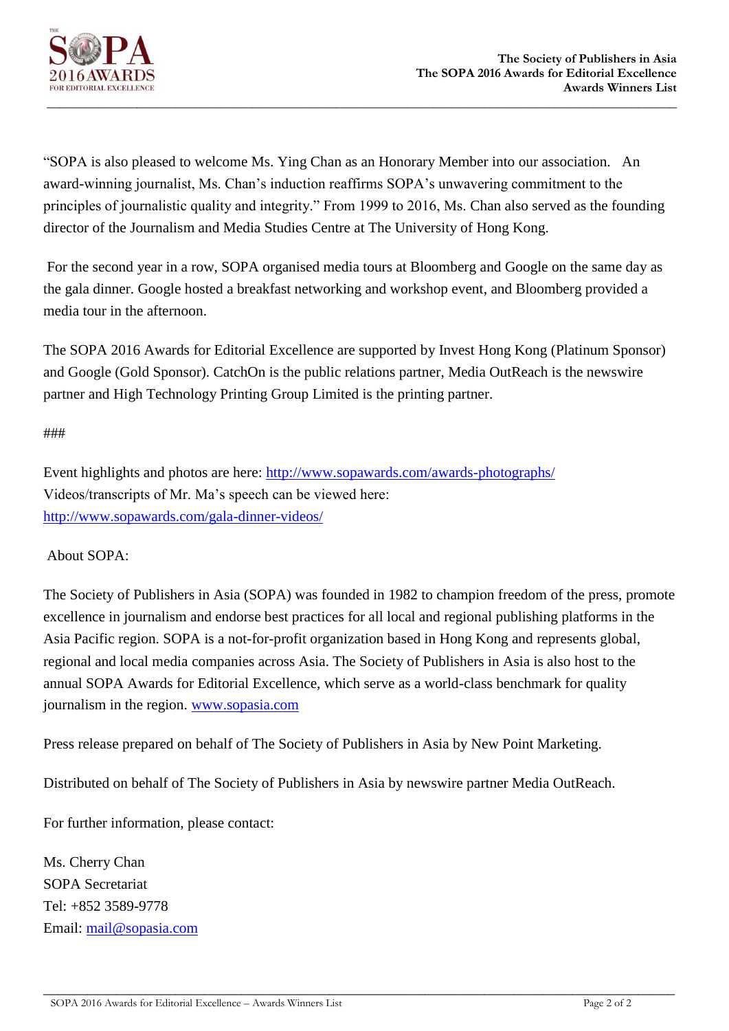"SOPA is also pleased to welcome Ms. Ying Chan as an Honorary Member into our association. An award-winning journalist, Ms. Chan's induction reaffirms SOPA's unwavering commitment to the principles of journalistic quality and integrity." From 1999 to 2016, Ms. Chan also served as the founding director of the Journalism and Media Studies Centre at The University of Hong Kong.

For the second year in a row, SOPA organised media tours at Bloomberg and Google on the same day as the gala dinner. Google hosted a breakfast networking and workshop event, and Bloomberg provided a media tour in the afternoon.

The SOPA 2016 Awards for Editorial Excellence are supported by Invest Hong Kong (Platinum Sponsor) and Google (Gold Sponsor). CatchOn is the public relations partner, Media OutReach is the newswire partner and High Technology Printing Group Limited is the printing partner.

###

Event highlights and photos are here: http://www.sopawards.com/awards-photographs/
Videos/transcripts of Mr. Ma's speech can be viewed here:
http://www.sopawards.com/gala-dinner-videos/

About SOPA:

The Society of Publishers in Asia (SOPA) was founded in 1982 to champion freedom of the press, promote excellence in journalism and endorse best practices for all local and regional publishing platforms in the Asia Pacific region. SOPA is a not-for-profit organization based in Hong Kong and represents global, regional and local media companies across Asia. The Society of Publishers in Asia is also host to the annual SOPA Awards for Editorial Excellence, which serve as a world-class benchmark for quality journalism in the region. www.sopasia.com

Press release prepared on behalf of The Society of Publishers in Asia by New Point Marketing.

Distributed on behalf of The Society of Publishers in Asia by newswire partner Media OutReach.

For further information, please contact:

Ms. Cherry Chan
SOPA Secretariat
Tel: +852 3589-9778
Email: mail@sopasia.com